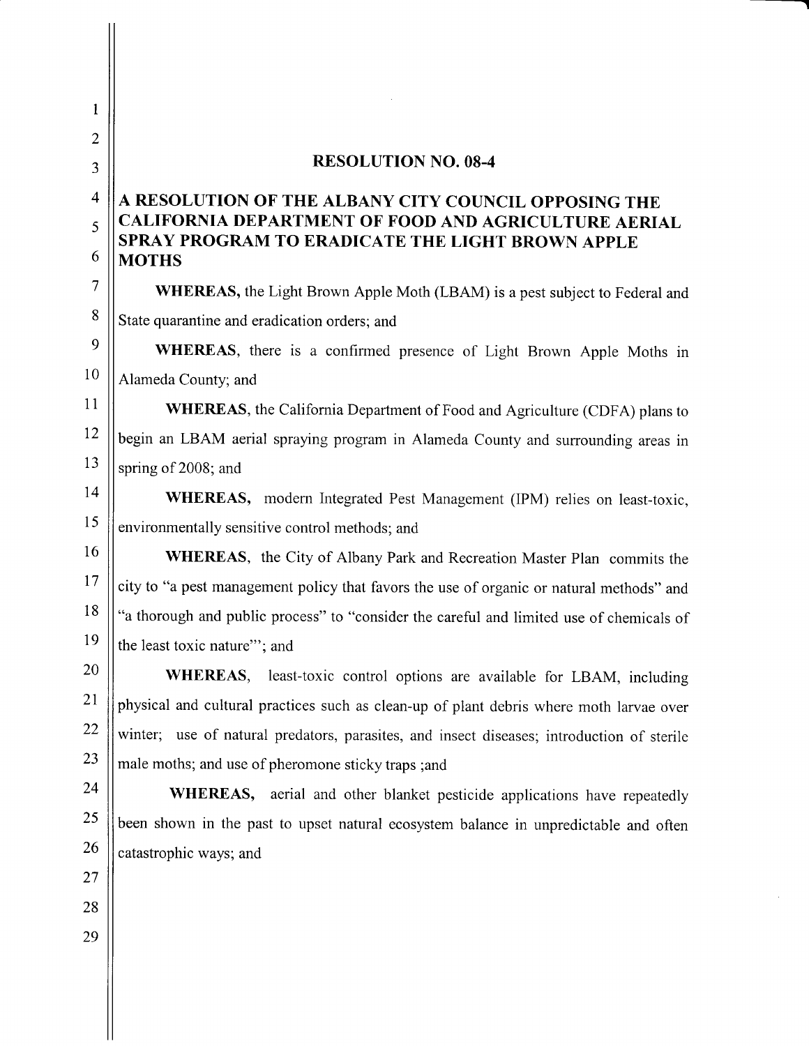# RESOLUTION NO. 08-4

## A RESOLUTION OF THE ALBANY CITY COUNCIL OPPOSING THE CALIFORNIA DEPARTMENT OF FOOD AND AGRICULTURE AERIAL SPRAY PROGRAM TO ERADICATE THE LIGHT BROWN APPLE MOTHS

**WHEREAS,** the Light Brown Apple Moth (LBAM) is a pest subject to Federal and State quarantine and eradication orders; and

**WHEREAS**, there is a confirmed presence of Light Brown Apple Moths in Alameda County; and

**WHEREAS**, the California Department of Food and Agriculture (CDFA) plans to begin an LBAM aerial spraying program in Alameda County and surrounding areas in spring of 2008; and

**WHEREAS,** modern Integrated Pest Management (IPM) relies on least-toxic, environmentally sensitive control methods; and

**WHEREAS**, the City of Albany Park and Recreation Master Plan commits the city to "a pest management policy that favors the use of organic or natural methods" and "a thorough and public process" to "consider the careful and limited use of chemicals of the least toxic nature"'; and

**WHEREAS**, least-toxic control options are available for LBAM, including physical and cultural practices such as clean-up of plant debris where moth larvae over winter; use of natural predators, parasites, and insect diseases; introduction of sterile male moths; and use of pheromone sticky traps ;and

**WHEREAS,** aerial and other blanket pesticide applications have repeatedly been shown in the past to upset natural ecosystem balance in unpredictable and often catastrophic ways; and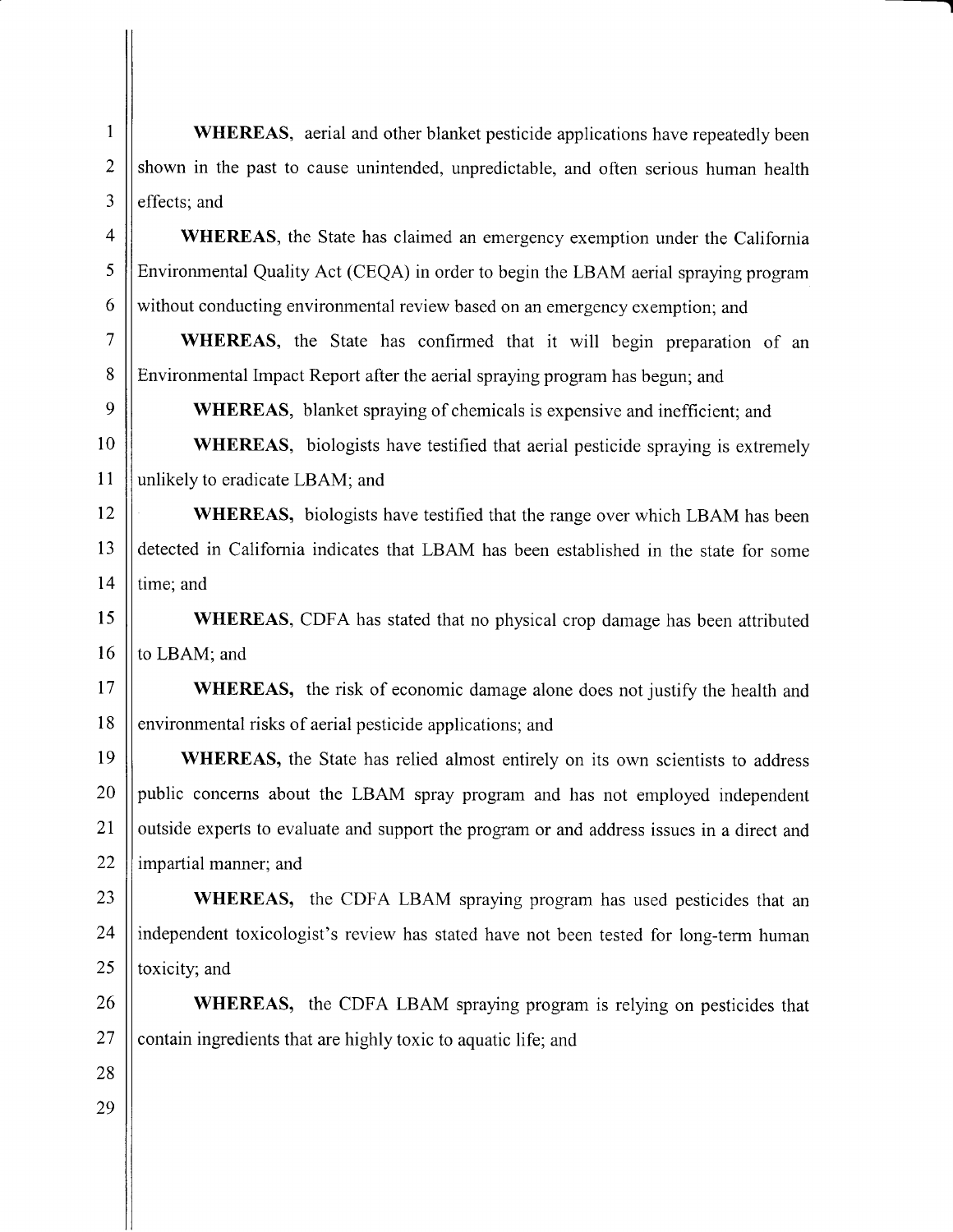**WHEREAS,** aerial and other blanket pesticide applications have repeatedly been shown in the past to cause unintended, unpredictable, and often serious human health effects; and

**WHEREAS,** the State has claimed an emergency exemption under the California Environmental Quality Act (CEQA) in order to begin the LBAM aerial spraying program without conducting environmental review based on an emergency exemption; and

**WHEREAS,** the State has confirmed that it will begin preparation of an Environmental Impact Report after the aerial spraying program has begun; and

**WHEREAS,** blanket spraying of chemicals is expensive and inefficient; and

**WHEREAS,** biologists have testified that aerial pesticide spraying is extremely unlikely to eradicate LBAM; and

**WHEREAS,** biologists have testified that the range over which LBAM has been detected in California indicates that LBAM has been established in the state for some time; and

**WHEREAS,** CDFA has stated that no physical crop damage has been attributed to LBAM; and

**WHEREAS,** the risk of economic damage alone does not justify the health and environmental risks of aerial pesticide applications; and

**WHEREAS,** the State has relied almost entirely on its own scientists to address public concerns about the LBAM spray program and has not employed independent outside experts to evaluate and support the program or and address issues in a direct and impartial manner; and

**WHEREAS,** the CDFA LBAM spraying program has used pesticides that an independent toxicologist's review has stated have not been tested for long-term human toxicity; and

**WHEREAS,** the CDFA LBAM spraying program is relying on pesticides that contain ingredients that are highly toxic to aquatic life; and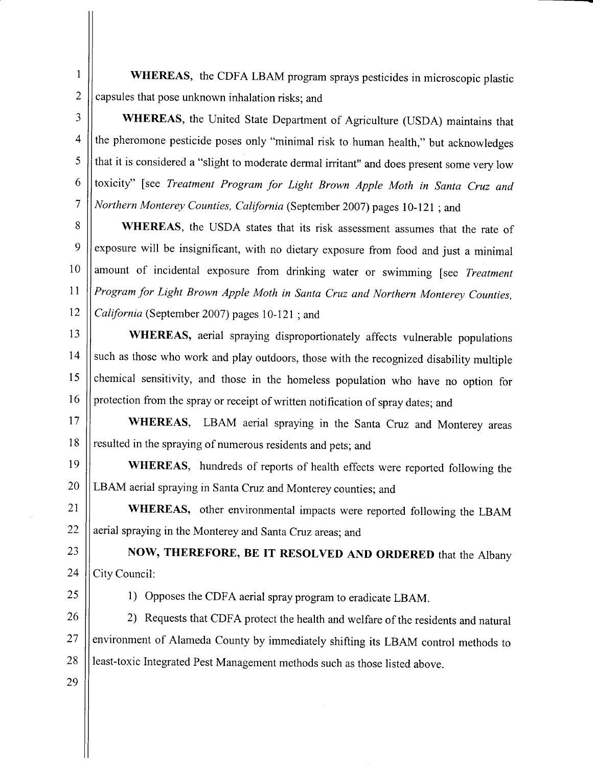**WHEREAS**, the CDFA LBAM program sprays pesticides in microscopic plastic capsules that pose unknown inhalation risks; and

**WHEREAS**, the United State Department of Agriculture (USDA) maintains that the pheromone pesticide poses only "minimal risk to human health," but acknowledges that it is considered a "slight to moderate dermal irritant" and does present some very low toxicity" [see *Treatment Program for Light Brown Apple Moth in Santa Cruz and Northern Monterey Counties, California* (September 2007) pages 10-121 ; and

**WHEREAS**, the USDA states that its risk assessment assumes that the rate of exposure will be insignificant, with no dietary exposure from food and just a minimal amount of incidental exposure from drinking water or swimming [see *Treatment Program for Light Brown Apple Moth in Santa Cruz and Northern Monterey Counties, California* (September 2007) pages 10-121 ; and

**WHEREAS**, aerial spraying disproportionately affects vulnerable populations such as those who work and play outdoors, those with the recognized disability multiple chemical sensitivity, and those in the homeless population who have no option for protection from the spray or receipt of written notification of spray dates; and

**WHEREAS**, LBAM aerial spraying in the Santa Cruz and Monterey areas resulted in the spraying of numerous residents and pets; and

**WHEREAS**, hundreds of reports of health effects were reported following the LBAM aerial spraying in Santa Cruz and Monterey counties; and

**WHEREAS**, other environmental impacts were reported following the LBAM aerial spraying in the Monterey and Santa Cruz areas; and

**NOW, THEREFORE, BE IT RESOLVED AND ORDERED** that the Albany City Council:

1) Opposes the CDFA aerial spray program to eradicate LBAM.

2) Requests that CDFA protect the health and welfare of the residents and natural environment of Alameda County by immediately shifting its LBAM control methods to least-toxic Integrated Pest Management methods such as those listed above.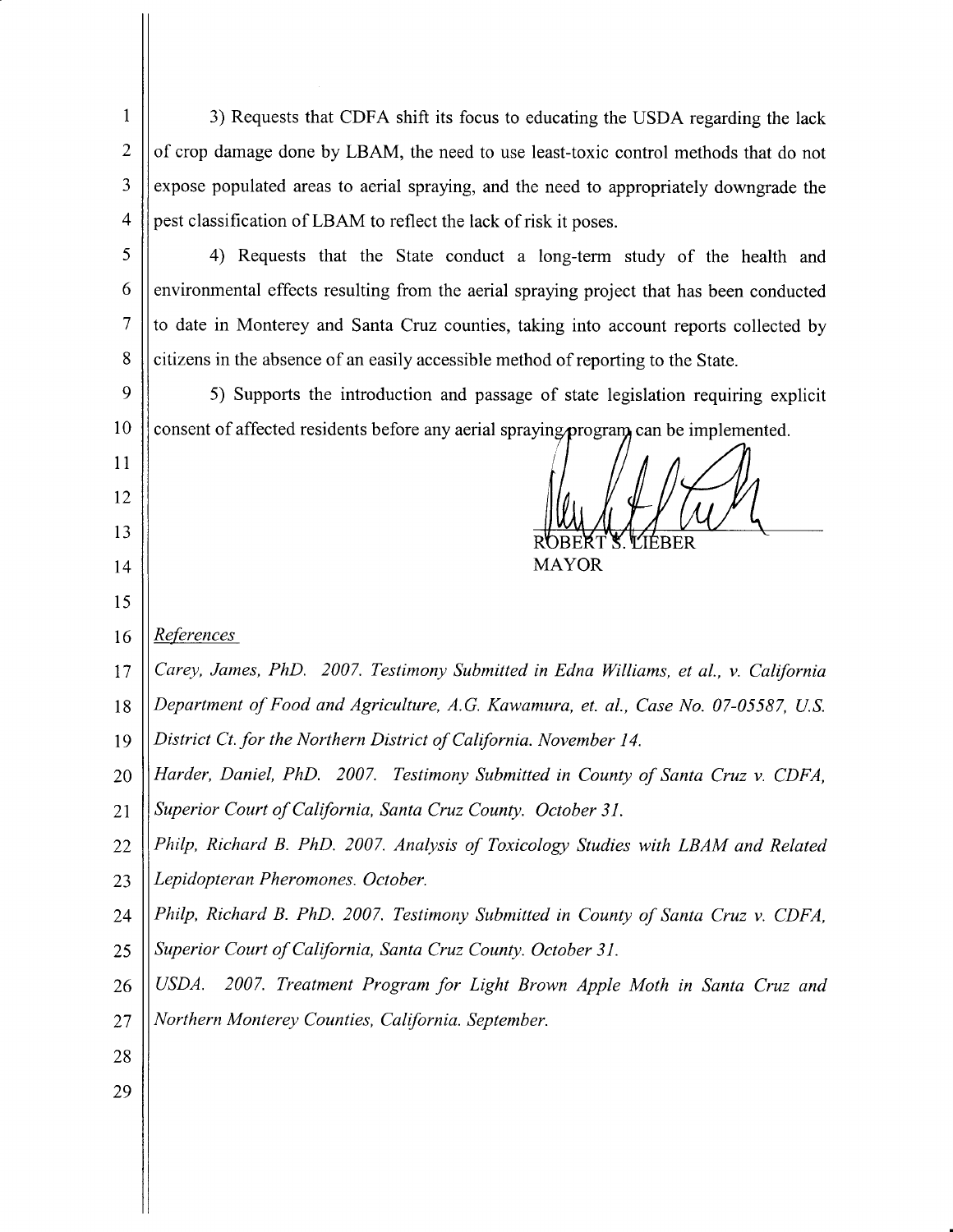3) Requests that CDFA shift its focus to educating the USDA regarding the lack of crop damage done by LBAM, the need to use least-toxic control methods that do not expose populated areas to aerial spraying, and the need to appropriately downgrade the pest classification of LBAM to reflect the lack of risk it poses.

4) Requests that the State conduct a long-term study of the health and environmental effects resulting from the aerial spraying project that has been conducted to date in Monterey and Santa Cruz counties, taking into account reports collected by citizens in the absence of an easily accessible method of reporting to the State.

5) Supports the introduction and passage of state legislation requiring explicit consent of affected residents before any aerial spraying program can be implemented.

ROBERT S. LIEBER
MAYOR

*References*

*Carey, James, PhD. 2007. Testimony Submitted in Edna Williams, et al., v. California Department of Food and Agriculture, A.G. Kawamura, et. al., Case No. 07-05587, U.S. District Ct. for the Northern District of California. November 14.*

*Harder, Daniel, PhD. 2007. Testimony Submitted in County of Santa Cruz v. CDFA, Superior Court of California, Santa Cruz County. October 31.*

*Philp, Richard B. PhD. 2007. Analysis of Toxicology Studies with LBAM and Related Lepidopteran Pheromones. October.*

*Philp, Richard B. PhD. 2007. Testimony Submitted in County of Santa Cruz v. CDFA, Superior Court of California, Santa Cruz County. October 31.*

*USDA. 2007. Treatment Program for Light Brown Apple Moth in Santa Cruz and Northern Monterey Counties, California. September.*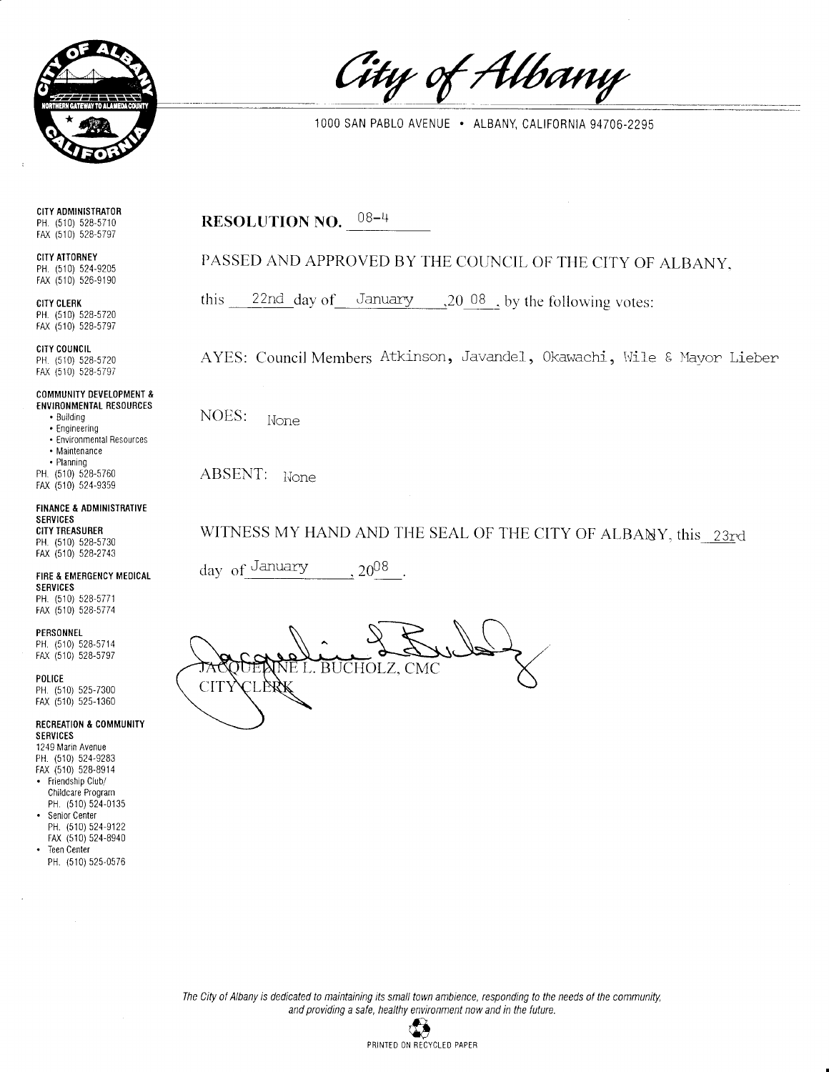# City of Albany

1000 SAN PABLO AVENUE • ALBANY, CALIFORNIA 94706-2295

**CITY ADMINISTRATOR**
PH. (510) 528-5710
FAX (510) 528-5797

**CITY ATTORNEY**
PH. (510) 524-9205
FAX (510) 526-9190

**CITY CLERK**
PH. (510) 528-5720
FAX (510) 528-5797

**CITY COUNCIL**
PH. (510) 528-5720
FAX (510) 528-5797

**COMMUNITY DEVELOPMENT & ENVIRONMENTAL RESOURCES**
- Building
- Engineering
- Environmental Resources
- Maintenance
- Planning

PH. (510) 528-5760
FAX (510) 524-9359

**FINANCE & ADMINISTRATIVE SERVICES**
**CITY TREASURER**
PH. (510) 528-5730
FAX (510) 528-2743

**FIRE & EMERGENCY MEDICAL SERVICES**
PH. (510) 528-5771
FAX (510) 528-5774

**PERSONNEL**
PH. (510) 528-5714
FAX (510) 528-5797

**POLICE**
PH. (510) 525-7300
FAX (510) 525-1360

**RECREATION & COMMUNITY SERVICES**
1249 Marin Avenue
PH. (510) 524-9283
FAX (510) 528-8914
- Friendship Club/ Childcare Program PH. (510) 524-0135
- Senior Center PH. (510) 524-9122 FAX (510) 524-8940
- Teen Center PH. (510) 525-0576

**RESOLUTION NO.** 08-4

PASSED AND APPROVED BY THE COUNCIL OF THE CITY OF ALBANY,

this 22nd day of January ,20 08 , by the following votes:

AYES: Council Members Atkinson, Javandel, Okawachi, Wile & Mayor Lieber

NOES: None

ABSENT: None

WITNESS MY HAND AND THE SEAL OF THE CITY OF ALBANY, this 23rd

day of January , 2008 .

JACQUELINE L. BUCHOLZ, CMC
CITY CLERK

*The City of Albany is dedicated to maintaining its small town ambience, responding to the needs of the community, and providing a safe, healthy environment now and in the future.*

PRINTED ON RECYCLED PAPER